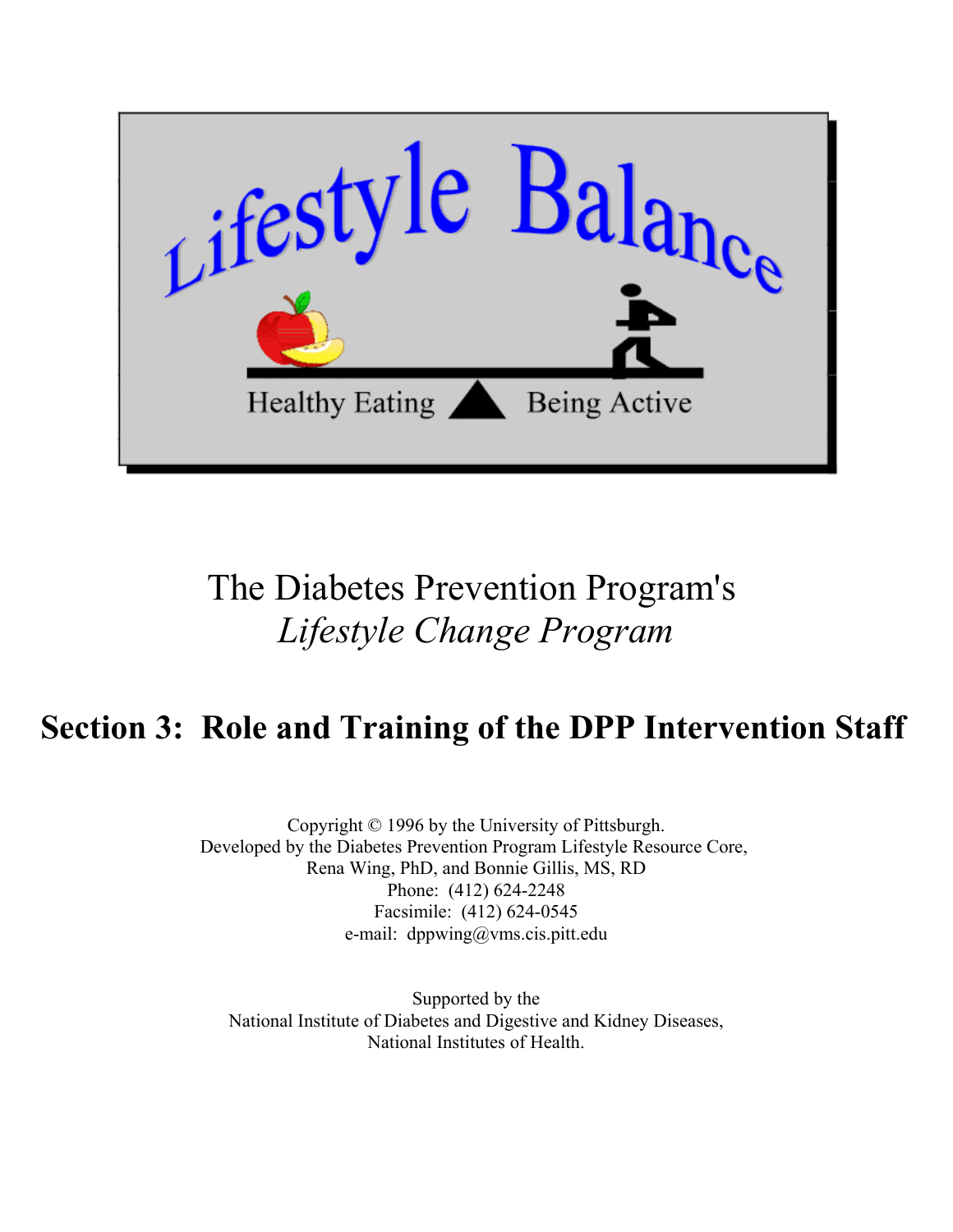Lifestyle Balance

Healthy Eating | Being Active

# The Diabetes Prevention Program's
## *Lifestyle Change Program*

## Section 3: Role and Training of the DPP Intervention Staff

Copyright © 1996 by the University of Pittsburgh.
Developed by the Diabetes Prevention Program Lifestyle Resource Core,
Rena Wing, PhD, and Bonnie Gillis, MS, RD
Phone: (412) 624-2248
Facsimile: (412) 624-0545
e-mail: dppwing@vms.cis.pitt.edu

Supported by the
National Institute of Diabetes and Digestive and Kidney Diseases,
National Institutes of Health.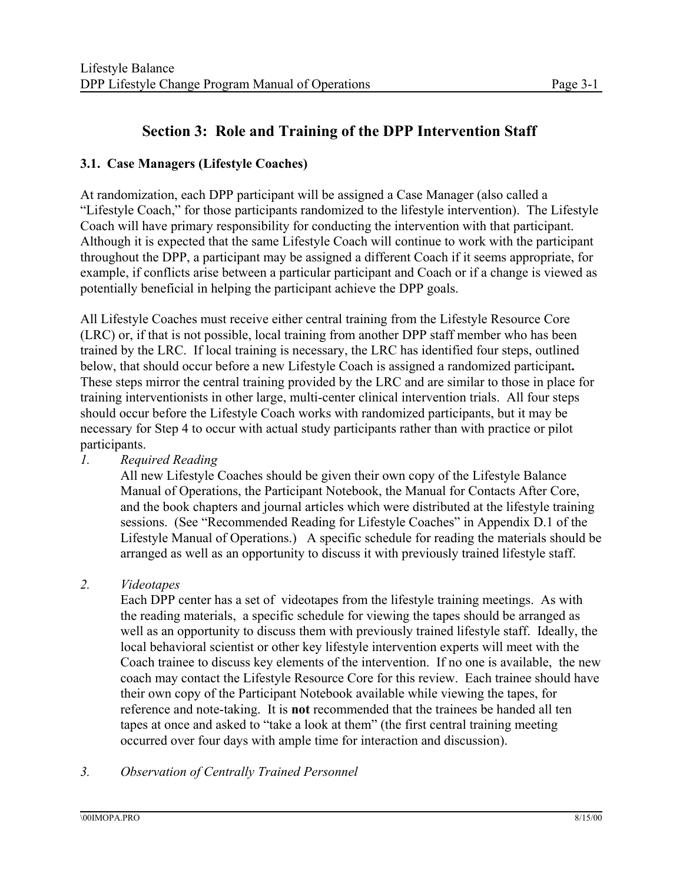# Section 3: Role and Training of the DPP Intervention Staff

## 3.1. Case Managers (Lifestyle Coaches)

At randomization, each DPP participant will be assigned a Case Manager (also called a "Lifestyle Coach," for those participants randomized to the lifestyle intervention). The Lifestyle Coach will have primary responsibility for conducting the intervention with that participant. Although it is expected that the same Lifestyle Coach will continue to work with the participant throughout the DPP, a participant may be assigned a different Coach if it seems appropriate, for example, if conflicts arise between a particular participant and Coach or if a change is viewed as potentially beneficial in helping the participant achieve the DPP goals.

All Lifestyle Coaches must receive either central training from the Lifestyle Resource Core (LRC) or, if that is not possible, local training from another DPP staff member who has been trained by the LRC. If local training is necessary, the LRC has identified four steps, outlined below, that should occur before a new Lifestyle Coach is assigned a randomized participant**.** These steps mirror the central training provided by the LRC and are similar to those in place for training interventionists in other large, multi-center clinical intervention trials. All four steps should occur before the Lifestyle Coach works with randomized participants, but it may be necessary for Step 4 to occur with actual study participants rather than with practice or pilot participants.

1. *Required Reading*

   All new Lifestyle Coaches should be given their own copy of the Lifestyle Balance Manual of Operations, the Participant Notebook, the Manual for Contacts After Core, and the book chapters and journal articles which were distributed at the lifestyle training sessions. (See "Recommended Reading for Lifestyle Coaches" in Appendix D.1 of the Lifestyle Manual of Operations.) A specific schedule for reading the materials should be arranged as well as an opportunity to discuss it with previously trained lifestyle staff.

2. *Videotapes*

   Each DPP center has a set of videotapes from the lifestyle training meetings. As with the reading materials, a specific schedule for viewing the tapes should be arranged as well as an opportunity to discuss them with previously trained lifestyle staff. Ideally, the local behavioral scientist or other key lifestyle intervention experts will meet with the Coach trainee to discuss key elements of the intervention. If no one is available, the new coach may contact the Lifestyle Resource Core for this review. Each trainee should have their own copy of the Participant Notebook available while viewing the tapes, for reference and note-taking. It is **not** recommended that the trainees be handed all ten tapes at once and asked to "take a look at them" (the first central training meeting occurred over four days with ample time for interaction and discussion).

3. *Observation of Centrally Trained Personnel*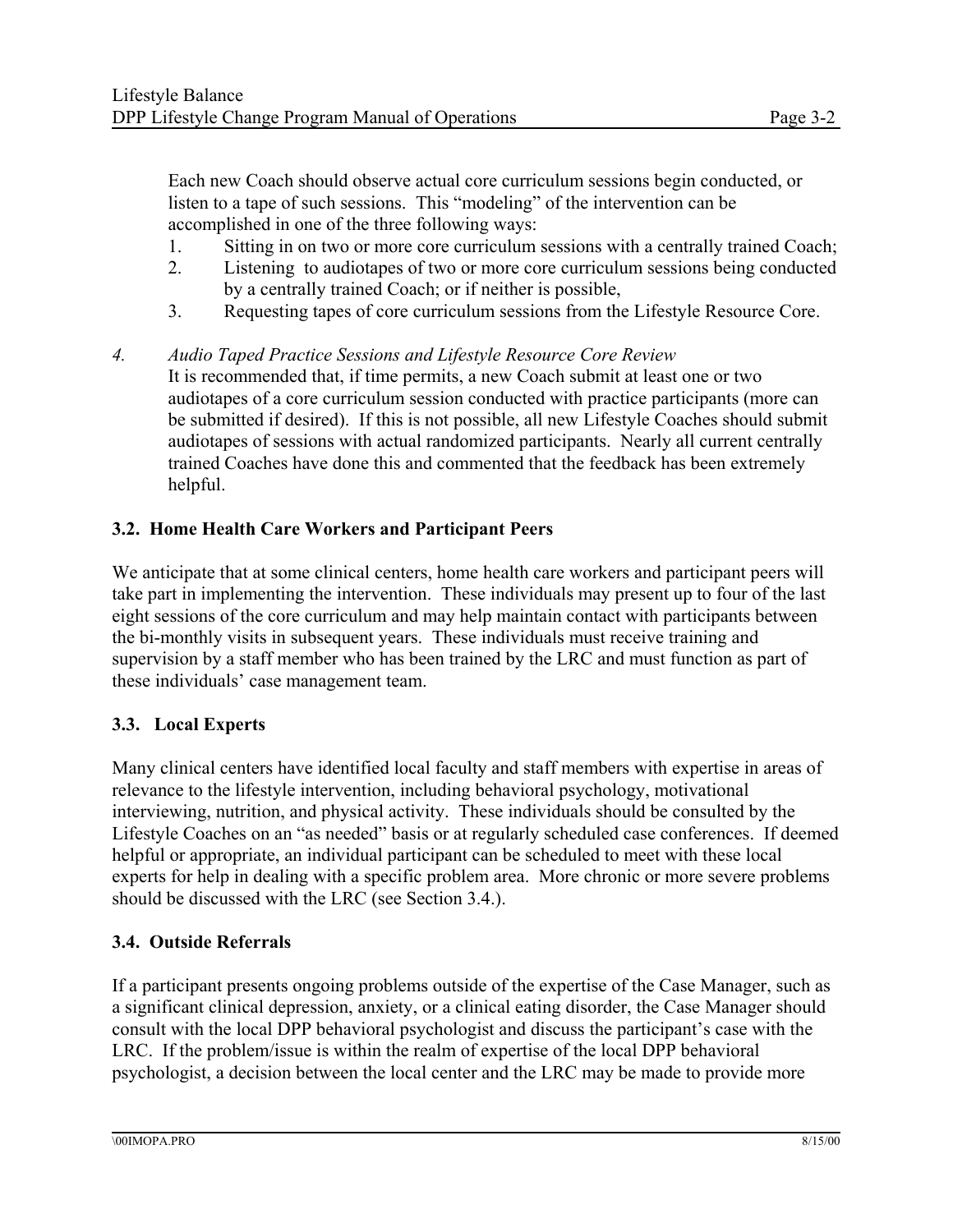Each new Coach should observe actual core curriculum sessions begin conducted, or listen to a tape of such sessions. This "modeling" of the intervention can be accomplished in one of the three following ways:

1. Sitting in on two or more core curriculum sessions with a centrally trained Coach;
2. Listening to audiotapes of two or more core curriculum sessions being conducted by a centrally trained Coach; or if neither is possible,
3. Requesting tapes of core curriculum sessions from the Lifestyle Resource Core.

4. *Audio Taped Practice Sessions and Lifestyle Resource Core Review*

   It is recommended that, if time permits, a new Coach submit at least one or two audiotapes of a core curriculum session conducted with practice participants (more can be submitted if desired). If this is not possible, all new Lifestyle Coaches should submit audiotapes of sessions with actual randomized participants. Nearly all current centrally trained Coaches have done this and commented that the feedback has been extremely helpful.

### 3.2. Home Health Care Workers and Participant Peers

We anticipate that at some clinical centers, home health care workers and participant peers will take part in implementing the intervention. These individuals may present up to four of the last eight sessions of the core curriculum and may help maintain contact with participants between the bi-monthly visits in subsequent years. These individuals must receive training and supervision by a staff member who has been trained by the LRC and must function as part of these individuals' case management team.

### 3.3. Local Experts

Many clinical centers have identified local faculty and staff members with expertise in areas of relevance to the lifestyle intervention, including behavioral psychology, motivational interviewing, nutrition, and physical activity. These individuals should be consulted by the Lifestyle Coaches on an "as needed" basis or at regularly scheduled case conferences. If deemed helpful or appropriate, an individual participant can be scheduled to meet with these local experts for help in dealing with a specific problem area. More chronic or more severe problems should be discussed with the LRC (see Section 3.4.).

### 3.4. Outside Referrals

If a participant presents ongoing problems outside of the expertise of the Case Manager, such as a significant clinical depression, anxiety, or a clinical eating disorder, the Case Manager should consult with the local DPP behavioral psychologist and discuss the participant's case with the LRC. If the problem/issue is within the realm of expertise of the local DPP behavioral psychologist, a decision between the local center and the LRC may be made to provide more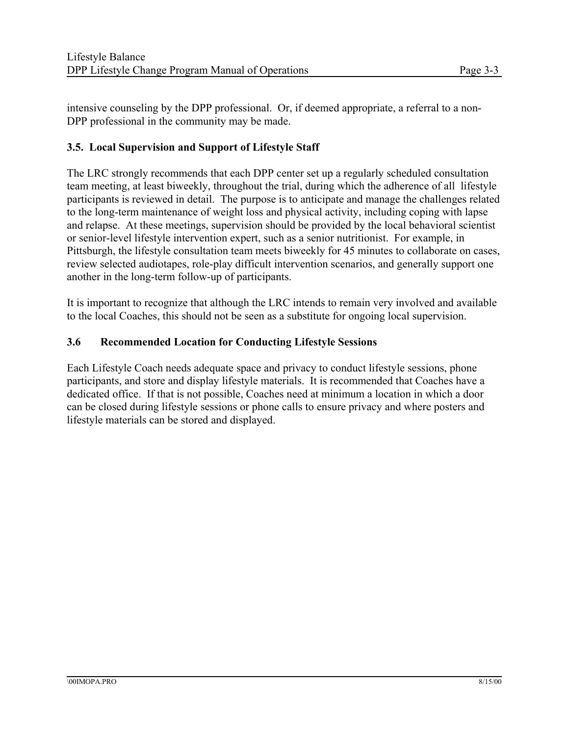intensive counseling by the DPP professional. Or, if deemed appropriate, a referral to a non-DPP professional in the community may be made.

### 3.5. Local Supervision and Support of Lifestyle Staff

The LRC strongly recommends that each DPP center set up a regularly scheduled consultation team meeting, at least biweekly, throughout the trial, during which the adherence of all lifestyle participants is reviewed in detail. The purpose is to anticipate and manage the challenges related to the long-term maintenance of weight loss and physical activity, including coping with lapse and relapse. At these meetings, supervision should be provided by the local behavioral scientist or senior-level lifestyle intervention expert, such as a senior nutritionist. For example, in Pittsburgh, the lifestyle consultation team meets biweekly for 45 minutes to collaborate on cases, review selected audiotapes, role-play difficult intervention scenarios, and generally support one another in the long-term follow-up of participants.

It is important to recognize that although the LRC intends to remain very involved and available to the local Coaches, this should not be seen as a substitute for ongoing local supervision.

### 3.6 Recommended Location for Conducting Lifestyle Sessions

Each Lifestyle Coach needs adequate space and privacy to conduct lifestyle sessions, phone participants, and store and display lifestyle materials. It is recommended that Coaches have a dedicated office. If that is not possible, Coaches need at minimum a location in which a door can be closed during lifestyle sessions or phone calls to ensure privacy and where posters and lifestyle materials can be stored and displayed.